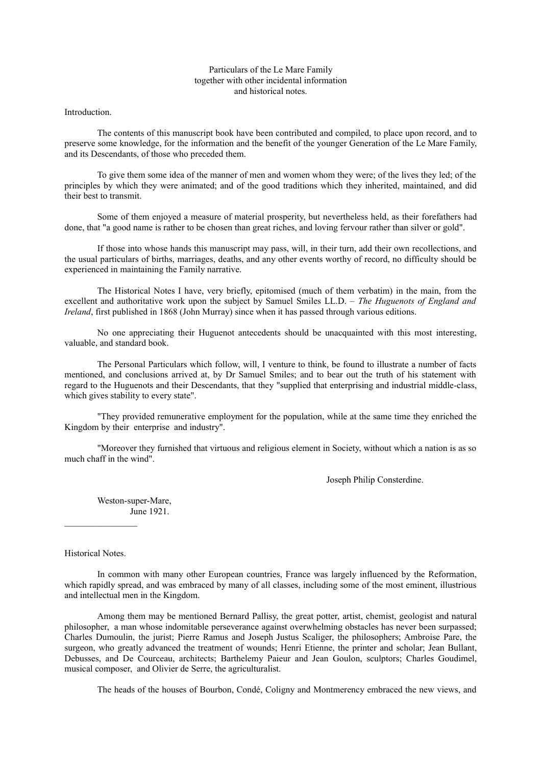# Particulars of the Le Mare Family
## together with other incidental information and historical notes.

Introduction.

The contents of this manuscript book have been contributed and compiled, to place upon record, and to preserve some knowledge, for the information and the benefit of the younger Generation of the Le Mare Family, and its Descendants, of those who preceded them.

To give them some idea of the manner of men and women whom they were; of the lives they led; of the principles by which they were animated; and of the good traditions which they inherited, maintained, and did their best to transmit.

Some of them enjoyed a measure of material prosperity, but nevertheless held, as their forefathers had done, that "a good name is rather to be chosen than great riches, and loving fervour rather than silver or gold".

If those into whose hands this manuscript may pass, will, in their turn, add their own recollections, and the usual particulars of births, marriages, deaths, and any other events worthy of record, no difficulty should be experienced in maintaining the Family narrative.

The Historical Notes I have, very briefly, epitomised (much of them verbatim) in the main, from the excellent and authoritative work upon the subject by Samuel Smiles LL.D. – *The Huguenots of England and Ireland*, first published in 1868 (John Murray) since when it has passed through various editions.

No one appreciating their Huguenot antecedents should be unacquainted with this most interesting, valuable, and standard book.

The Personal Particulars which follow, will, I venture to think, be found to illustrate a number of facts mentioned, and conclusions arrived at, by Dr Samuel Smiles; and to bear out the truth of his statement with regard to the Huguenots and their Descendants, that they "supplied that enterprising and industrial middle-class, which gives stability to every state".

"They provided remunerative employment for the population, while at the same time they enriched the Kingdom by their enterprise and industry".

"Moreover they furnished that virtuous and religious element in Society, without which a nation is as so much chaff in the wind".

Joseph Philip Consterdine.

Weston-super-Mare,
June 1921.

---

Historical Notes.

In common with many other European countries, France was largely influenced by the Reformation, which rapidly spread, and was embraced by many of all classes, including some of the most eminent, illustrious and intellectual men in the Kingdom.

Among them may be mentioned Bernard Pallisy, the great potter, artist, chemist, geologist and natural philosopher, a man whose indomitable perseverance against overwhelming obstacles has never been surpassed; Charles Dumoulin, the jurist; Pierre Ramus and Joseph Justus Scaliger, the philosophers; Ambroise Pare, the surgeon, who greatly advanced the treatment of wounds; Henri Etienne, the printer and scholar; Jean Bullant, Debusses, and De Courceau, architects; Barthelemy Paieur and Jean Goulon, sculptors; Charles Goudimel, musical composer, and Olivier de Serre, the agriculturalist.

The heads of the houses of Bourbon, Condé, Coligny and Montmerency embraced the new views, and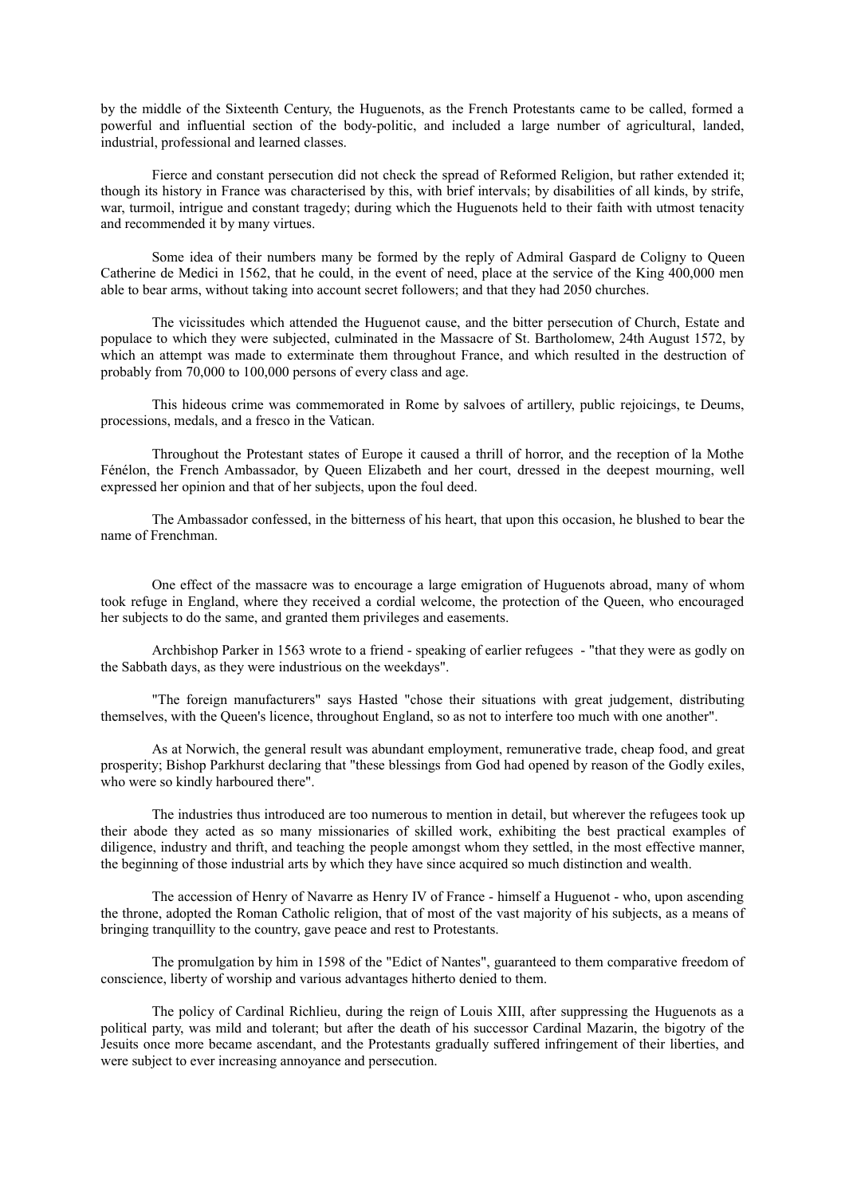by the middle of the Sixteenth Century, the Huguenots, as the French Protestants came to be called, formed a powerful and influential section of the body-politic, and included a large number of agricultural, landed, industrial, professional and learned classes.

Fierce and constant persecution did not check the spread of Reformed Religion, but rather extended it; though its history in France was characterised by this, with brief intervals; by disabilities of all kinds, by strife, war, turmoil, intrigue and constant tragedy; during which the Huguenots held to their faith with utmost tenacity and recommended it by many virtues.

Some idea of their numbers many be formed by the reply of Admiral Gaspard de Coligny to Queen Catherine de Medici in 1562, that he could, in the event of need, place at the service of the King 400,000 men able to bear arms, without taking into account secret followers; and that they had 2050 churches.

The vicissitudes which attended the Huguenot cause, and the bitter persecution of Church, Estate and populace to which they were subjected, culminated in the Massacre of St. Bartholomew, 24th August 1572, by which an attempt was made to exterminate them throughout France, and which resulted in the destruction of probably from 70,000 to 100,000 persons of every class and age.

This hideous crime was commemorated in Rome by salvoes of artillery, public rejoicings, te Deums, processions, medals, and a fresco in the Vatican.

Throughout the Protestant states of Europe it caused a thrill of horror, and the reception of la Mothe Fénélon, the French Ambassador, by Queen Elizabeth and her court, dressed in the deepest mourning, well expressed her opinion and that of her subjects, upon the foul deed.

The Ambassador confessed, in the bitterness of his heart, that upon this occasion, he blushed to bear the name of Frenchman.

One effect of the massacre was to encourage a large emigration of Huguenots abroad, many of whom took refuge in England, where they received a cordial welcome, the protection of the Queen, who encouraged her subjects to do the same, and granted them privileges and easements.

Archbishop Parker in 1563 wrote to a friend - speaking of earlier refugees - "that they were as godly on the Sabbath days, as they were industrious on the weekdays".

"The foreign manufacturers" says Hasted "chose their situations with great judgement, distributing themselves, with the Queen's licence, throughout England, so as not to interfere too much with one another".

As at Norwich, the general result was abundant employment, remunerative trade, cheap food, and great prosperity; Bishop Parkhurst declaring that "these blessings from God had opened by reason of the Godly exiles, who were so kindly harboured there".

The industries thus introduced are too numerous to mention in detail, but wherever the refugees took up their abode they acted as so many missionaries of skilled work, exhibiting the best practical examples of diligence, industry and thrift, and teaching the people amongst whom they settled, in the most effective manner, the beginning of those industrial arts by which they have since acquired so much distinction and wealth.

The accession of Henry of Navarre as Henry IV of France - himself a Huguenot - who, upon ascending the throne, adopted the Roman Catholic religion, that of most of the vast majority of his subjects, as a means of bringing tranquillity to the country, gave peace and rest to Protestants.

The promulgation by him in 1598 of the "Edict of Nantes", guaranteed to them comparative freedom of conscience, liberty of worship and various advantages hitherto denied to them.

The policy of Cardinal Richlieu, during the reign of Louis XIII, after suppressing the Huguenots as a political party, was mild and tolerant; but after the death of his successor Cardinal Mazarin, the bigotry of the Jesuits once more became ascendant, and the Protestants gradually suffered infringement of their liberties, and were subject to ever increasing annoyance and persecution.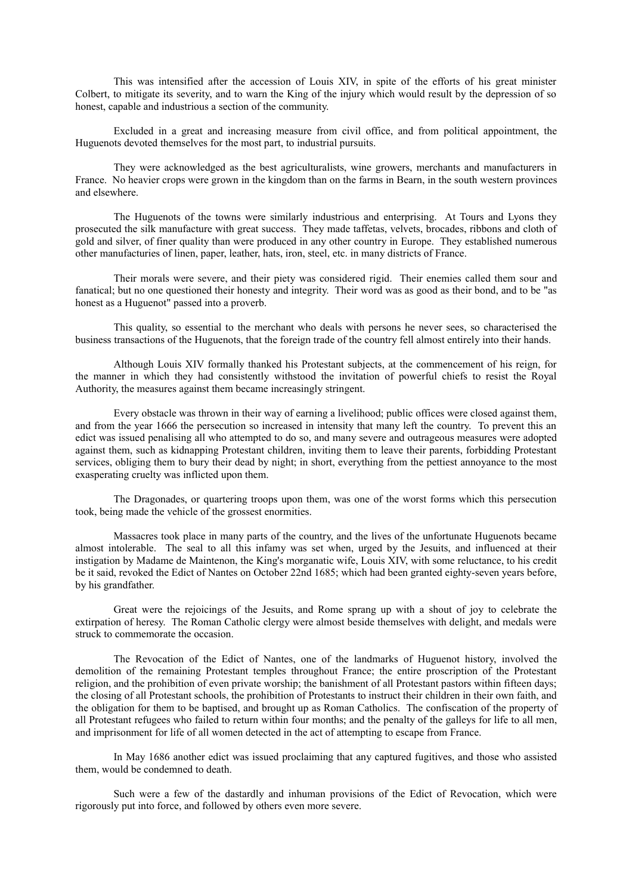This was intensified after the accession of Louis XIV, in spite of the efforts of his great minister Colbert, to mitigate its severity, and to warn the King of the injury which would result by the depression of so honest, capable and industrious a section of the community.

Excluded in a great and increasing measure from civil office, and from political appointment, the Huguenots devoted themselves for the most part, to industrial pursuits.

They were acknowledged as the best agriculturalists, wine growers, merchants and manufacturers in France. No heavier crops were grown in the kingdom than on the farms in Bearn, in the south western provinces and elsewhere.

The Huguenots of the towns were similarly industrious and enterprising. At Tours and Lyons they prosecuted the silk manufacture with great success. They made taffetas, velvets, brocades, ribbons and cloth of gold and silver, of finer quality than were produced in any other country in Europe. They established numerous other manufacturies of linen, paper, leather, hats, iron, steel, etc. in many districts of France.

Their morals were severe, and their piety was considered rigid. Their enemies called them sour and fanatical; but no one questioned their honesty and integrity. Their word was as good as their bond, and to be "as honest as a Huguenot" passed into a proverb.

This quality, so essential to the merchant who deals with persons he never sees, so characterised the business transactions of the Huguenots, that the foreign trade of the country fell almost entirely into their hands.

Although Louis XIV formally thanked his Protestant subjects, at the commencement of his reign, for the manner in which they had consistently withstood the invitation of powerful chiefs to resist the Royal Authority, the measures against them became increasingly stringent.

Every obstacle was thrown in their way of earning a livelihood; public offices were closed against them, and from the year 1666 the persecution so increased in intensity that many left the country. To prevent this an edict was issued penalising all who attempted to do so, and many severe and outrageous measures were adopted against them, such as kidnapping Protestant children, inviting them to leave their parents, forbidding Protestant services, obliging them to bury their dead by night; in short, everything from the pettiest annoyance to the most exasperating cruelty was inflicted upon them.

The Dragonades, or quartering troops upon them, was one of the worst forms which this persecution took, being made the vehicle of the grossest enormities.

Massacres took place in many parts of the country, and the lives of the unfortunate Huguenots became almost intolerable. The seal to all this infamy was set when, urged by the Jesuits, and influenced at their instigation by Madame de Maintenon, the King's morganatic wife, Louis XIV, with some reluctance, to his credit be it said, revoked the Edict of Nantes on October 22nd 1685; which had been granted eighty-seven years before, by his grandfather.

Great were the rejoicings of the Jesuits, and Rome sprang up with a shout of joy to celebrate the extirpation of heresy. The Roman Catholic clergy were almost beside themselves with delight, and medals were struck to commemorate the occasion.

The Revocation of the Edict of Nantes, one of the landmarks of Huguenot history, involved the demolition of the remaining Protestant temples throughout France; the entire proscription of the Protestant religion, and the prohibition of even private worship; the banishment of all Protestant pastors within fifteen days; the closing of all Protestant schools, the prohibition of Protestants to instruct their children in their own faith, and the obligation for them to be baptised, and brought up as Roman Catholics. The confiscation of the property of all Protestant refugees who failed to return within four months; and the penalty of the galleys for life to all men, and imprisonment for life of all women detected in the act of attempting to escape from France.

In May 1686 another edict was issued proclaiming that any captured fugitives, and those who assisted them, would be condemned to death.

Such were a few of the dastardly and inhuman provisions of the Edict of Revocation, which were rigorously put into force, and followed by others even more severe.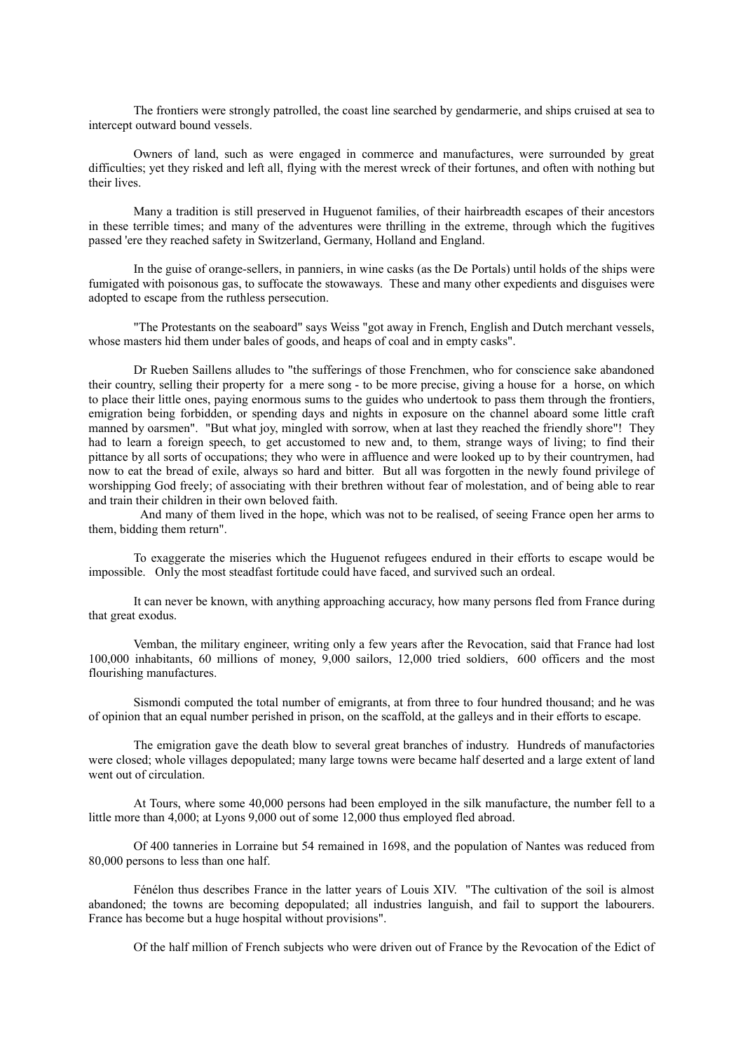The frontiers were strongly patrolled, the coast line searched by gendarmerie, and ships cruised at sea to intercept outward bound vessels.

Owners of land, such as were engaged in commerce and manufactures, were surrounded by great difficulties; yet they risked and left all, flying with the merest wreck of their fortunes, and often with nothing but their lives.

Many a tradition is still preserved in Huguenot families, of their hairbreadth escapes of their ancestors in these terrible times; and many of the adventures were thrilling in the extreme, through which the fugitives passed 'ere they reached safety in Switzerland, Germany, Holland and England.

In the guise of orange-sellers, in panniers, in wine casks (as the De Portals) until holds of the ships were fumigated with poisonous gas, to suffocate the stowaways. These and many other expedients and disguises were adopted to escape from the ruthless persecution.

"The Protestants on the seaboard" says Weiss "got away in French, English and Dutch merchant vessels, whose masters hid them under bales of goods, and heaps of coal and in empty casks".

Dr Rueben Saillens alludes to "the sufferings of those Frenchmen, who for conscience sake abandoned their country, selling their property for a mere song - to be more precise, giving a house for a horse, on which to place their little ones, paying enormous sums to the guides who undertook to pass them through the frontiers, emigration being forbidden, or spending days and nights in exposure on the channel aboard some little craft manned by oarsmen". "But what joy, mingled with sorrow, when at last they reached the friendly shore"! They had to learn a foreign speech, to get accustomed to new and, to them, strange ways of living; to find their pittance by all sorts of occupations; they who were in affluence and were looked up to by their countrymen, had now to eat the bread of exile, always so hard and bitter. But all was forgotten in the newly found privilege of worshipping God freely; of associating with their brethren without fear of molestation, and of being able to rear and train their children in their own beloved faith.

And many of them lived in the hope, which was not to be realised, of seeing France open her arms to them, bidding them return".

To exaggerate the miseries which the Huguenot refugees endured in their efforts to escape would be impossible. Only the most steadfast fortitude could have faced, and survived such an ordeal.

It can never be known, with anything approaching accuracy, how many persons fled from France during that great exodus.

Vemban, the military engineer, writing only a few years after the Revocation, said that France had lost 100,000 inhabitants, 60 millions of money, 9,000 sailors, 12,000 tried soldiers, 600 officers and the most flourishing manufactures.

Sismondi computed the total number of emigrants, at from three to four hundred thousand; and he was of opinion that an equal number perished in prison, on the scaffold, at the galleys and in their efforts to escape.

The emigration gave the death blow to several great branches of industry. Hundreds of manufactories were closed; whole villages depopulated; many large towns were became half deserted and a large extent of land went out of circulation.

At Tours, where some 40,000 persons had been employed in the silk manufacture, the number fell to a little more than 4,000; at Lyons 9,000 out of some 12,000 thus employed fled abroad.

Of 400 tanneries in Lorraine but 54 remained in 1698, and the population of Nantes was reduced from 80,000 persons to less than one half.

Fénélon thus describes France in the latter years of Louis XIV. "The cultivation of the soil is almost abandoned; the towns are becoming depopulated; all industries languish, and fail to support the labourers. France has become but a huge hospital without provisions".

Of the half million of French subjects who were driven out of France by the Revocation of the Edict of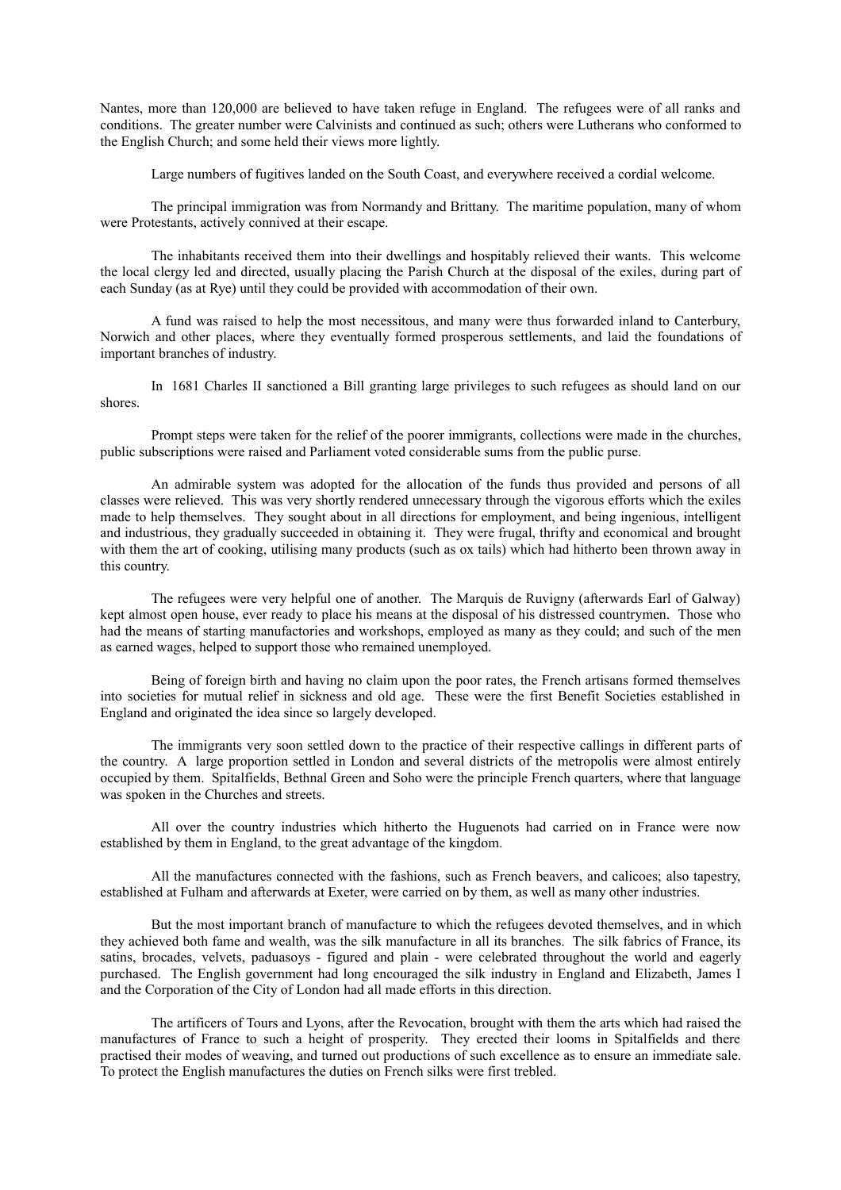Nantes, more than 120,000 are believed to have taken refuge in England. The refugees were of all ranks and conditions. The greater number were Calvinists and continued as such; others were Lutherans who conformed to the English Church; and some held their views more lightly.

Large numbers of fugitives landed on the South Coast, and everywhere received a cordial welcome.

The principal immigration was from Normandy and Brittany. The maritime population, many of whom were Protestants, actively connived at their escape.

The inhabitants received them into their dwellings and hospitably relieved their wants. This welcome the local clergy led and directed, usually placing the Parish Church at the disposal of the exiles, during part of each Sunday (as at Rye) until they could be provided with accommodation of their own.

A fund was raised to help the most necessitous, and many were thus forwarded inland to Canterbury, Norwich and other places, where they eventually formed prosperous settlements, and laid the foundations of important branches of industry.

In 1681 Charles II sanctioned a Bill granting large privileges to such refugees as should land on our shores.

Prompt steps were taken for the relief of the poorer immigrants, collections were made in the churches, public subscriptions were raised and Parliament voted considerable sums from the public purse.

An admirable system was adopted for the allocation of the funds thus provided and persons of all classes were relieved. This was very shortly rendered unnecessary through the vigorous efforts which the exiles made to help themselves. They sought about in all directions for employment, and being ingenious, intelligent and industrious, they gradually succeeded in obtaining it. They were frugal, thrifty and economical and brought with them the art of cooking, utilising many products (such as ox tails) which had hitherto been thrown away in this country.

The refugees were very helpful one of another. The Marquis de Ruvigny (afterwards Earl of Galway) kept almost open house, ever ready to place his means at the disposal of his distressed countrymen. Those who had the means of starting manufactories and workshops, employed as many as they could; and such of the men as earned wages, helped to support those who remained unemployed.

Being of foreign birth and having no claim upon the poor rates, the French artisans formed themselves into societies for mutual relief in sickness and old age. These were the first Benefit Societies established in England and originated the idea since so largely developed.

The immigrants very soon settled down to the practice of their respective callings in different parts of the country. A large proportion settled in London and several districts of the metropolis were almost entirely occupied by them. Spitalfields, Bethnal Green and Soho were the principle French quarters, where that language was spoken in the Churches and streets.

All over the country industries which hitherto the Huguenots had carried on in France were now established by them in England, to the great advantage of the kingdom.

All the manufactures connected with the fashions, such as French beavers, and calicoes; also tapestry, established at Fulham and afterwards at Exeter, were carried on by them, as well as many other industries.

But the most important branch of manufacture to which the refugees devoted themselves, and in which they achieved both fame and wealth, was the silk manufacture in all its branches. The silk fabrics of France, its satins, brocades, velvets, paduasoys - figured and plain - were celebrated throughout the world and eagerly purchased. The English government had long encouraged the silk industry in England and Elizabeth, James I and the Corporation of the City of London had all made efforts in this direction.

The artificers of Tours and Lyons, after the Revocation, brought with them the arts which had raised the manufactures of France to such a height of prosperity. They erected their looms in Spitalfields and there practised their modes of weaving, and turned out productions of such excellence as to ensure an immediate sale. To protect the English manufactures the duties on French silks were first trebled.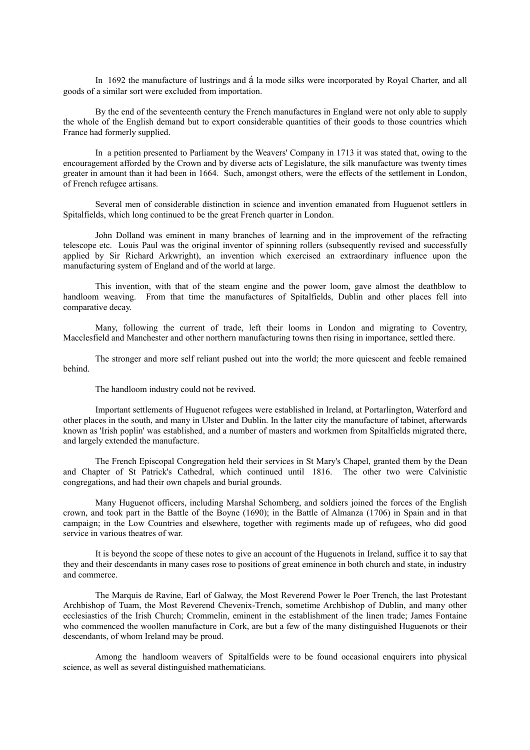In 1692 the manufacture of lustrings and á la mode silks were incorporated by Royal Charter, and all goods of a similar sort were excluded from importation.

By the end of the seventeenth century the French manufactures in England were not only able to supply the whole of the English demand but to export considerable quantities of their goods to those countries which France had formerly supplied.

In a petition presented to Parliament by the Weavers' Company in 1713 it was stated that, owing to the encouragement afforded by the Crown and by diverse acts of Legislature, the silk manufacture was twenty times greater in amount than it had been in 1664. Such, amongst others, were the effects of the settlement in London, of French refugee artisans.

Several men of considerable distinction in science and invention emanated from Huguenot settlers in Spitalfields, which long continued to be the great French quarter in London.

John Dolland was eminent in many branches of learning and in the improvement of the refracting telescope etc. Louis Paul was the original inventor of spinning rollers (subsequently revised and successfully applied by Sir Richard Arkwright), an invention which exercised an extraordinary influence upon the manufacturing system of England and of the world at large.

This invention, with that of the steam engine and the power loom, gave almost the deathblow to handloom weaving. From that time the manufactures of Spitalfields, Dublin and other places fell into comparative decay.

Many, following the current of trade, left their looms in London and migrating to Coventry, Macclesfield and Manchester and other northern manufacturing towns then rising in importance, settled there.

The stronger and more self reliant pushed out into the world; the more quiescent and feeble remained behind.

The handloom industry could not be revived.

Important settlements of Huguenot refugees were established in Ireland, at Portarlington, Waterford and other places in the south, and many in Ulster and Dublin. In the latter city the manufacture of tabinet, afterwards known as 'Irish poplin' was established, and a number of masters and workmen from Spitalfields migrated there, and largely extended the manufacture.

The French Episcopal Congregation held their services in St Mary's Chapel, granted them by the Dean and Chapter of St Patrick's Cathedral, which continued until 1816. The other two were Calvinistic congregations, and had their own chapels and burial grounds.

Many Huguenot officers, including Marshal Schomberg, and soldiers joined the forces of the English crown, and took part in the Battle of the Boyne (1690); in the Battle of Almanza (1706) in Spain and in that campaign; in the Low Countries and elsewhere, together with regiments made up of refugees, who did good service in various theatres of war.

It is beyond the scope of these notes to give an account of the Huguenots in Ireland, suffice it to say that they and their descendants in many cases rose to positions of great eminence in both church and state, in industry and commerce.

The Marquis de Ravine, Earl of Galway, the Most Reverend Power le Poer Trench, the last Protestant Archbishop of Tuam, the Most Reverend Chevenix-Trench, sometime Archbishop of Dublin, and many other ecclesiastics of the Irish Church; Crommelin, eminent in the establishment of the linen trade; James Fontaine who commenced the woollen manufacture in Cork, are but a few of the many distinguished Huguenots or their descendants, of whom Ireland may be proud.

Among the handloom weavers of Spitalfields were to be found occasional enquirers into physical science, as well as several distinguished mathematicians.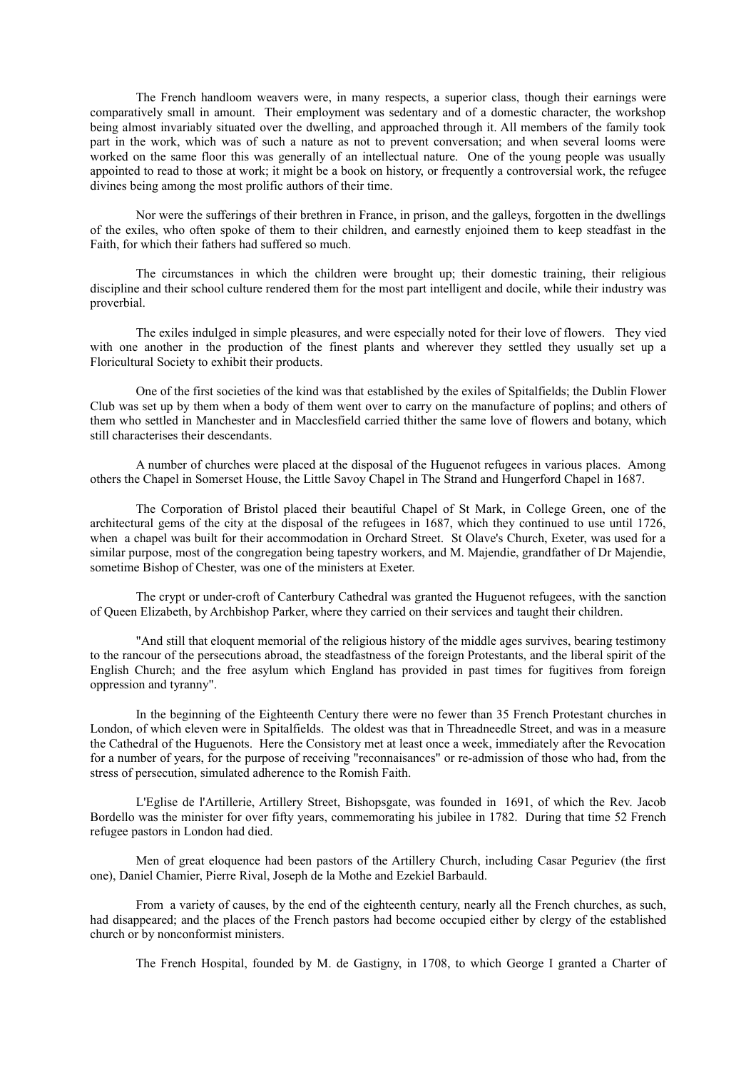The French handloom weavers were, in many respects, a superior class, though their earnings were comparatively small in amount. Their employment was sedentary and of a domestic character, the workshop being almost invariably situated over the dwelling, and approached through it. All members of the family took part in the work, which was of such a nature as not to prevent conversation; and when several looms were worked on the same floor this was generally of an intellectual nature. One of the young people was usually appointed to read to those at work; it might be a book on history, or frequently a controversial work, the refugee divines being among the most prolific authors of their time.

Nor were the sufferings of their brethren in France, in prison, and the galleys, forgotten in the dwellings of the exiles, who often spoke of them to their children, and earnestly enjoined them to keep steadfast in the Faith, for which their fathers had suffered so much.

The circumstances in which the children were brought up; their domestic training, their religious discipline and their school culture rendered them for the most part intelligent and docile, while their industry was proverbial.

The exiles indulged in simple pleasures, and were especially noted for their love of flowers. They vied with one another in the production of the finest plants and wherever they settled they usually set up a Floricultural Society to exhibit their products.

One of the first societies of the kind was that established by the exiles of Spitalfields; the Dublin Flower Club was set up by them when a body of them went over to carry on the manufacture of poplins; and others of them who settled in Manchester and in Macclesfield carried thither the same love of flowers and botany, which still characterises their descendants.

A number of churches were placed at the disposal of the Huguenot refugees in various places. Among others the Chapel in Somerset House, the Little Savoy Chapel in The Strand and Hungerford Chapel in 1687.

The Corporation of Bristol placed their beautiful Chapel of St Mark, in College Green, one of the architectural gems of the city at the disposal of the refugees in 1687, which they continued to use until 1726, when a chapel was built for their accommodation in Orchard Street. St Olave's Church, Exeter, was used for a similar purpose, most of the congregation being tapestry workers, and M. Majendie, grandfather of Dr Majendie, sometime Bishop of Chester, was one of the ministers at Exeter.

The crypt or under-croft of Canterbury Cathedral was granted the Huguenot refugees, with the sanction of Queen Elizabeth, by Archbishop Parker, where they carried on their services and taught their children.

"And still that eloquent memorial of the religious history of the middle ages survives, bearing testimony to the rancour of the persecutions abroad, the steadfastness of the foreign Protestants, and the liberal spirit of the English Church; and the free asylum which England has provided in past times for fugitives from foreign oppression and tyranny".

In the beginning of the Eighteenth Century there were no fewer than 35 French Protestant churches in London, of which eleven were in Spitalfields. The oldest was that in Threadneedle Street, and was in a measure the Cathedral of the Huguenots. Here the Consistory met at least once a week, immediately after the Revocation for a number of years, for the purpose of receiving "reconnaisances" or re-admission of those who had, from the stress of persecution, simulated adherence to the Romish Faith.

L'Eglise de l'Artillerie, Artillery Street, Bishopsgate, was founded in 1691, of which the Rev. Jacob Bordello was the minister for over fifty years, commemorating his jubilee in 1782. During that time 52 French refugee pastors in London had died.

Men of great eloquence had been pastors of the Artillery Church, including Casar Peguriev (the first one), Daniel Chamier, Pierre Rival, Joseph de la Mothe and Ezekiel Barbauld.

From a variety of causes, by the end of the eighteenth century, nearly all the French churches, as such, had disappeared; and the places of the French pastors had become occupied either by clergy of the established church or by nonconformist ministers.

The French Hospital, founded by M. de Gastigny, in 1708, to which George I granted a Charter of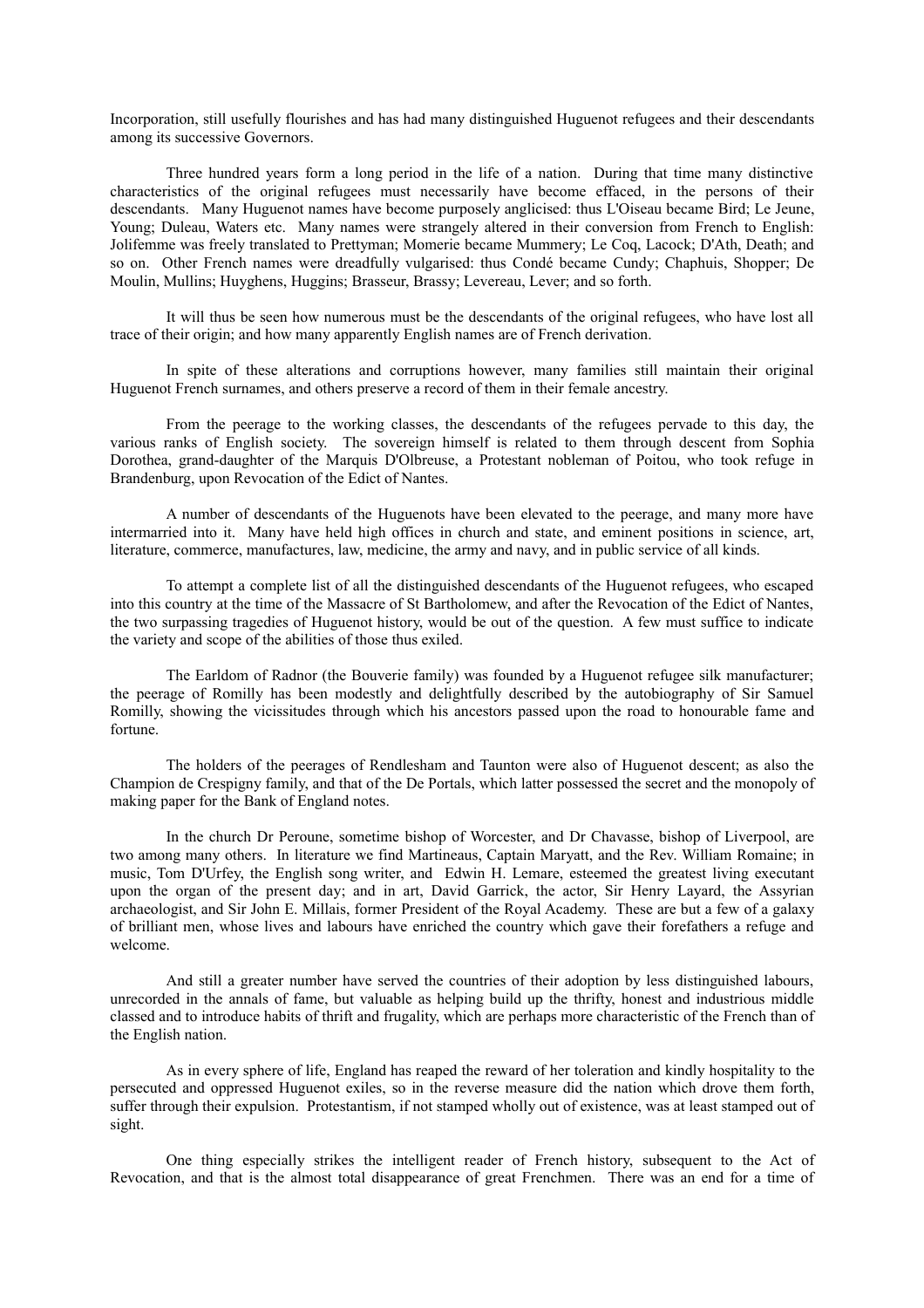Incorporation, still usefully flourishes and has had many distinguished Huguenot refugees and their descendants among its successive Governors.

Three hundred years form a long period in the life of a nation. During that time many distinctive characteristics of the original refugees must necessarily have become effaced, in the persons of their descendants. Many Huguenot names have become purposely anglicised: thus L'Oiseau became Bird; Le Jeune, Young; Duleau, Waters etc. Many names were strangely altered in their conversion from French to English: Jolifemme was freely translated to Prettyman; Momerie became Mummery; Le Coq, Lacock; D'Ath, Death; and so on. Other French names were dreadfully vulgarised: thus Condé became Cundy; Chaphuis, Shopper; De Moulin, Mullins; Huyghens, Huggins; Brasseur, Brassy; Levereau, Lever; and so forth.

It will thus be seen how numerous must be the descendants of the original refugees, who have lost all trace of their origin; and how many apparently English names are of French derivation.

In spite of these alterations and corruptions however, many families still maintain their original Huguenot French surnames, and others preserve a record of them in their female ancestry.

From the peerage to the working classes, the descendants of the refugees pervade to this day, the various ranks of English society. The sovereign himself is related to them through descent from Sophia Dorothea, grand-daughter of the Marquis D'Olbreuse, a Protestant nobleman of Poitou, who took refuge in Brandenburg, upon Revocation of the Edict of Nantes.

A number of descendants of the Huguenots have been elevated to the peerage, and many more have intermarried into it. Many have held high offices in church and state, and eminent positions in science, art, literature, commerce, manufactures, law, medicine, the army and navy, and in public service of all kinds.

To attempt a complete list of all the distinguished descendants of the Huguenot refugees, who escaped into this country at the time of the Massacre of St Bartholomew, and after the Revocation of the Edict of Nantes, the two surpassing tragedies of Huguenot history, would be out of the question. A few must suffice to indicate the variety and scope of the abilities of those thus exiled.

The Earldom of Radnor (the Bouverie family) was founded by a Huguenot refugee silk manufacturer; the peerage of Romilly has been modestly and delightfully described by the autobiography of Sir Samuel Romilly, showing the vicissitudes through which his ancestors passed upon the road to honourable fame and fortune.

The holders of the peerages of Rendlesham and Taunton were also of Huguenot descent; as also the Champion de Crespigny family, and that of the De Portals, which latter possessed the secret and the monopoly of making paper for the Bank of England notes.

In the church Dr Peroune, sometime bishop of Worcester, and Dr Chavasse, bishop of Liverpool, are two among many others. In literature we find Martineaus, Captain Maryatt, and the Rev. William Romaine; in music, Tom D'Urfey, the English song writer, and Edwin H. Lemare, esteemed the greatest living executant upon the organ of the present day; and in art, David Garrick, the actor, Sir Henry Layard, the Assyrian archaeologist, and Sir John E. Millais, former President of the Royal Academy. These are but a few of a galaxy of brilliant men, whose lives and labours have enriched the country which gave their forefathers a refuge and welcome.

And still a greater number have served the countries of their adoption by less distinguished labours, unrecorded in the annals of fame, but valuable as helping build up the thrifty, honest and industrious middle classed and to introduce habits of thrift and frugality, which are perhaps more characteristic of the French than of the English nation.

As in every sphere of life, England has reaped the reward of her toleration and kindly hospitality to the persecuted and oppressed Huguenot exiles, so in the reverse measure did the nation which drove them forth, suffer through their expulsion. Protestantism, if not stamped wholly out of existence, was at least stamped out of sight.

One thing especially strikes the intelligent reader of French history, subsequent to the Act of Revocation, and that is the almost total disappearance of great Frenchmen. There was an end for a time of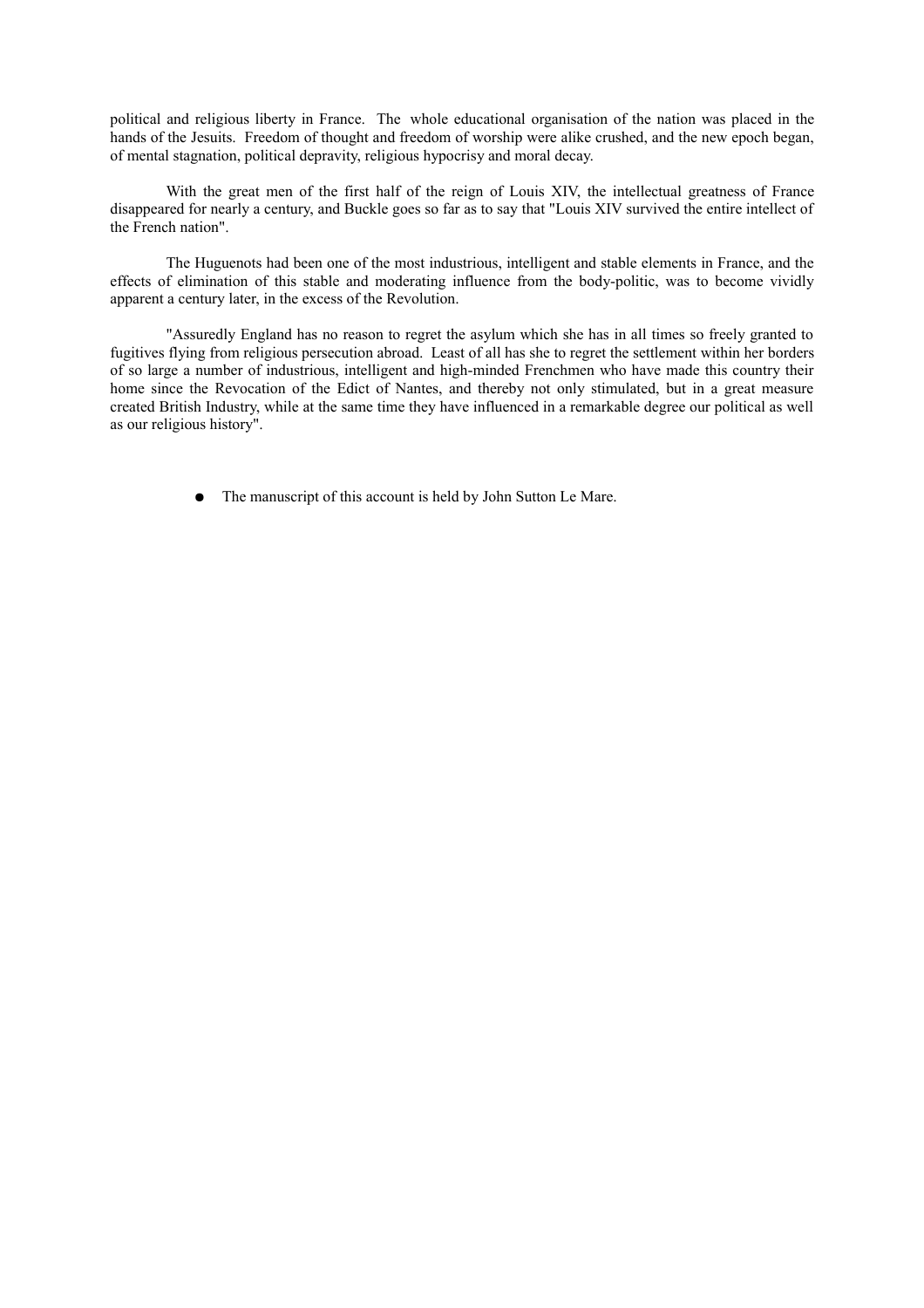political and religious liberty in France. The whole educational organisation of the nation was placed in the hands of the Jesuits. Freedom of thought and freedom of worship were alike crushed, and the new epoch began, of mental stagnation, political depravity, religious hypocrisy and moral decay.

With the great men of the first half of the reign of Louis XIV, the intellectual greatness of France disappeared for nearly a century, and Buckle goes so far as to say that "Louis XIV survived the entire intellect of the French nation".

The Huguenots had been one of the most industrious, intelligent and stable elements in France, and the effects of elimination of this stable and moderating influence from the body-politic, was to become vividly apparent a century later, in the excess of the Revolution.

"Assuredly England has no reason to regret the asylum which she has in all times so freely granted to fugitives flying from religious persecution abroad. Least of all has she to regret the settlement within her borders of so large a number of industrious, intelligent and high-minded Frenchmen who have made this country their home since the Revocation of the Edict of Nantes, and thereby not only stimulated, but in a great measure created British Industry, while at the same time they have influenced in a remarkable degree our political as well as our religious history".

- The manuscript of this account is held by John Sutton Le Mare.